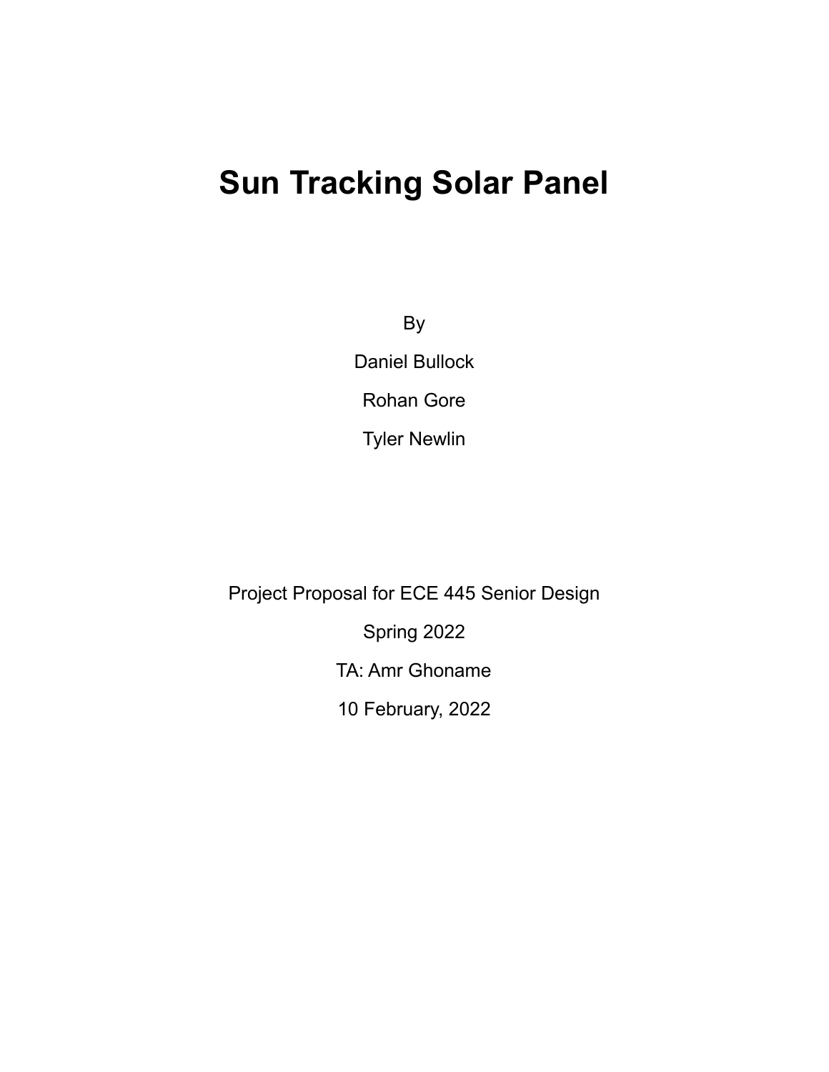# Sun Tracking Solar Panel

By

Daniel Bullock

Rohan Gore

Tyler Newlin

Project Proposal for ECE 445 Senior Design

Spring 2022

TA: Amr Ghoname

10 February, 2022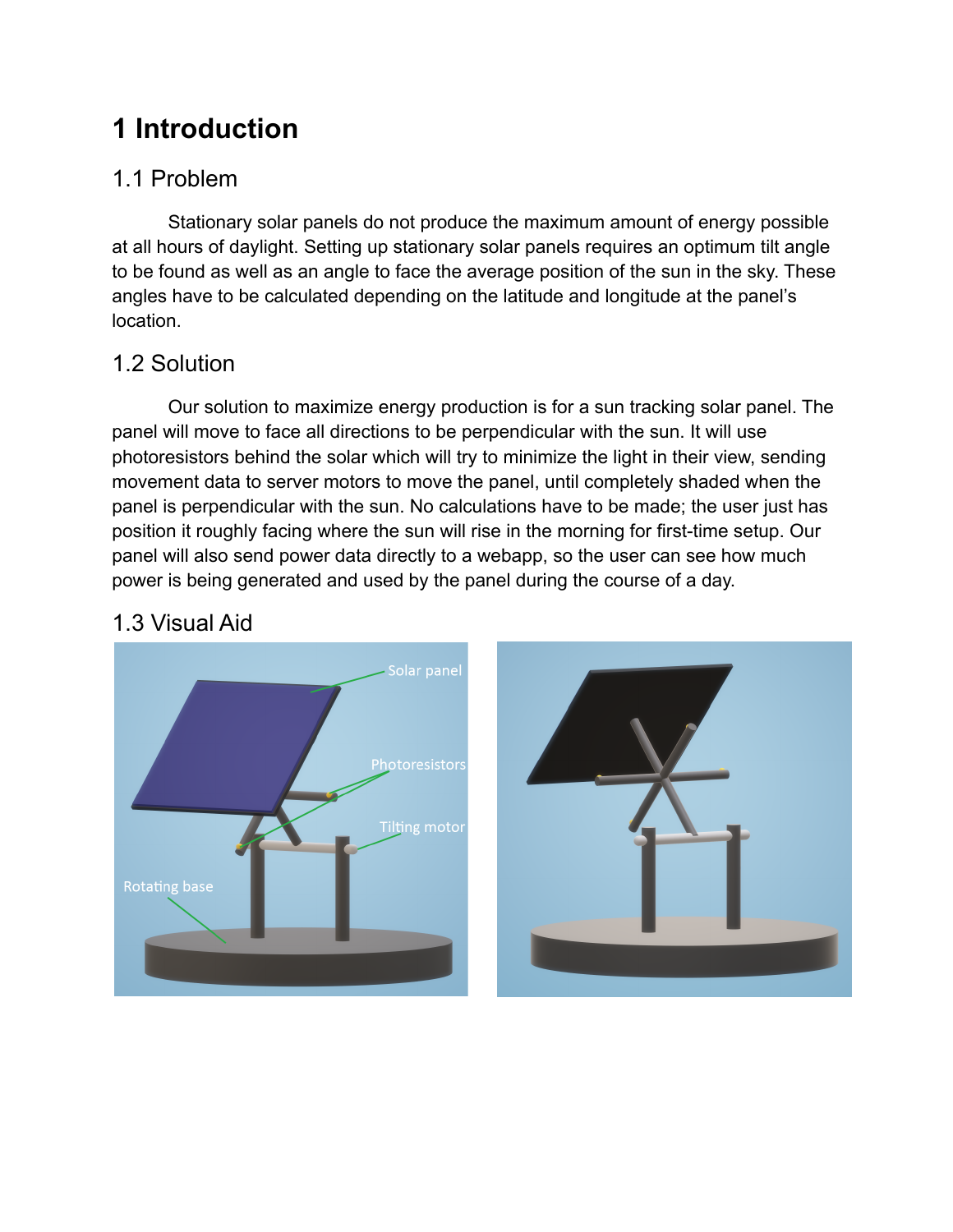# 1 Introduction

## 1.1 Problem

Stationary solar panels do not produce the maximum amount of energy possible at all hours of daylight. Setting up stationary solar panels requires an optimum tilt angle to be found as well as an angle to face the average position of the sun in the sky. These angles have to be calculated depending on the latitude and longitude at the panel's location.

## 1.2 Solution

Our solution to maximize energy production is for a sun tracking solar panel. The panel will move to face all directions to be perpendicular with the sun. It will use photoresistors behind the solar which will try to minimize the light in their view, sending movement data to server motors to move the panel, until completely shaded when the panel is perpendicular with the sun. No calculations have to be made; the user just has position it roughly facing where the sun will rise in the morning for first-time setup. Our panel will also send power data directly to a webapp, so the user can see how much power is being generated and used by the panel during the course of a day.

## 1.3 Visual Aid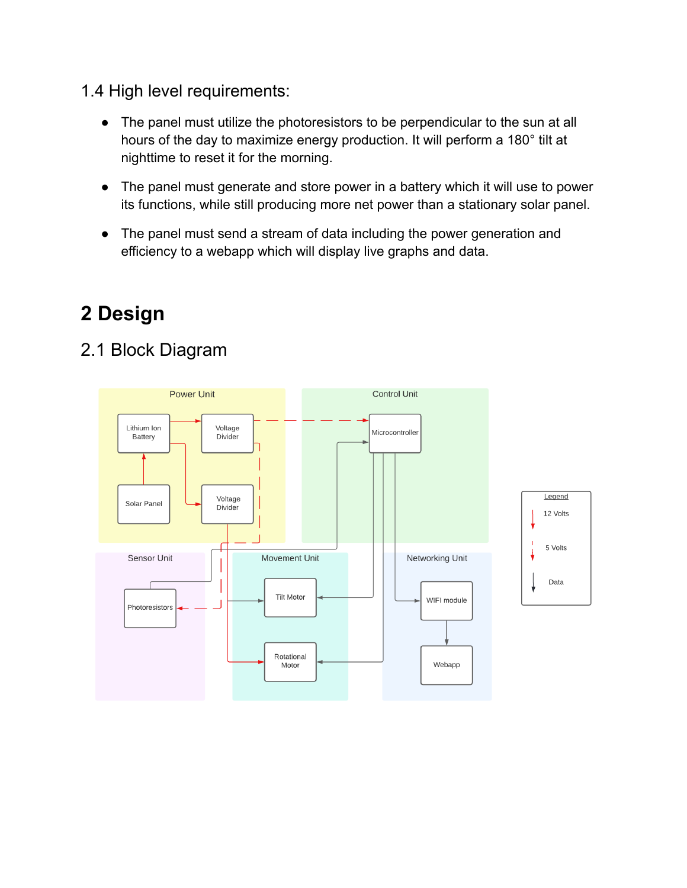### 1.4 High level requirements:

- The panel must utilize the photoresistors to be perpendicular to the sun at all hours of the day to maximize energy production. It will perform a 180° tilt at nighttime to reset it for the morning.
- The panel must generate and store power in a battery which it will use to power its functions, while still producing more net power than a stationary solar panel.
- The panel must send a stream of data including the power generation and efficiency to a webapp which will display live graphs and data.

# 2 Design

## 2.1 Block Diagram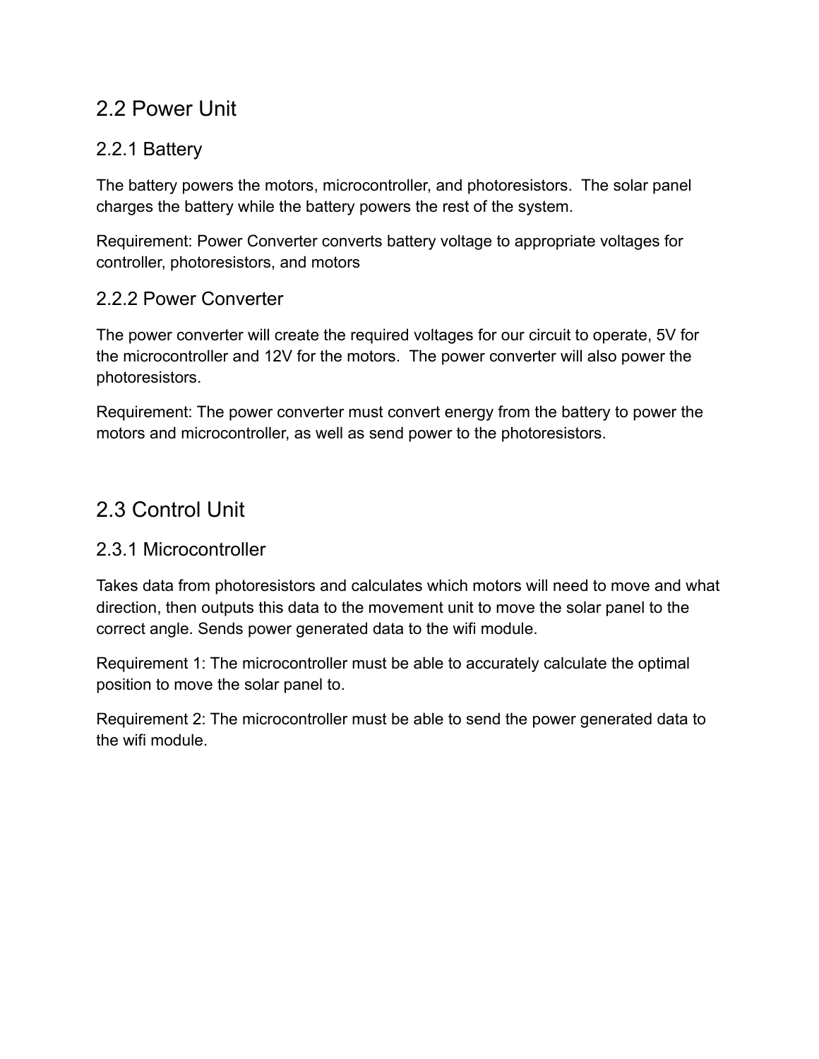## 2.2 Power Unit

### 2.2.1 Battery

The battery powers the motors, microcontroller, and photoresistors. The solar panel charges the battery while the battery powers the rest of the system.

Requirement: Power Converter converts battery voltage to appropriate voltages for controller, photoresistors, and motors

### 2.2.2 Power Converter

The power converter will create the required voltages for our circuit to operate, 5V for the microcontroller and 12V for the motors. The power converter will also power the photoresistors.

Requirement: The power converter must convert energy from the battery to power the motors and microcontroller, as well as send power to the photoresistors.

## 2.3 Control Unit

### 2.3.1 Microcontroller

Takes data from photoresistors and calculates which motors will need to move and what direction, then outputs this data to the movement unit to move the solar panel to the correct angle. Sends power generated data to the wifi module.

Requirement 1: The microcontroller must be able to accurately calculate the optimal position to move the solar panel to.

Requirement 2: The microcontroller must be able to send the power generated data to the wifi module.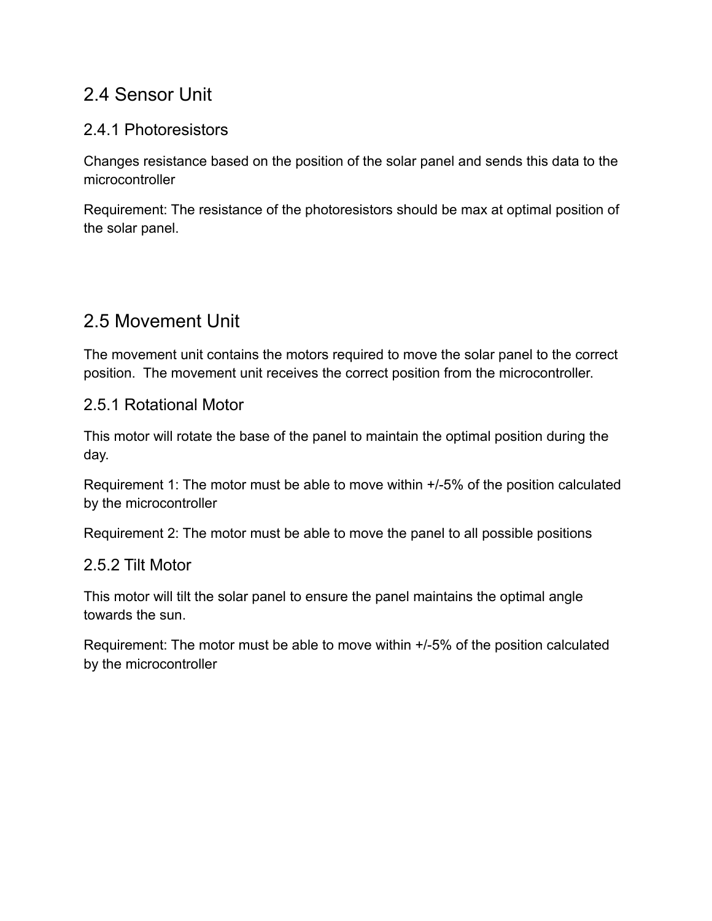## 2.4 Sensor Unit

### 2.4.1 Photoresistors

Changes resistance based on the position of the solar panel and sends this data to the microcontroller

Requirement: The resistance of the photoresistors should be max at optimal position of the solar panel.

## 2.5 Movement Unit

The movement unit contains the motors required to move the solar panel to the correct position. The movement unit receives the correct position from the microcontroller.

### 2.5.1 Rotational Motor

This motor will rotate the base of the panel to maintain the optimal position during the day.

Requirement 1: The motor must be able to move within +/-5% of the position calculated by the microcontroller

Requirement 2: The motor must be able to move the panel to all possible positions

### 2.5.2 Tilt Motor

This motor will tilt the solar panel to ensure the panel maintains the optimal angle towards the sun.

Requirement: The motor must be able to move within +/-5% of the position calculated by the microcontroller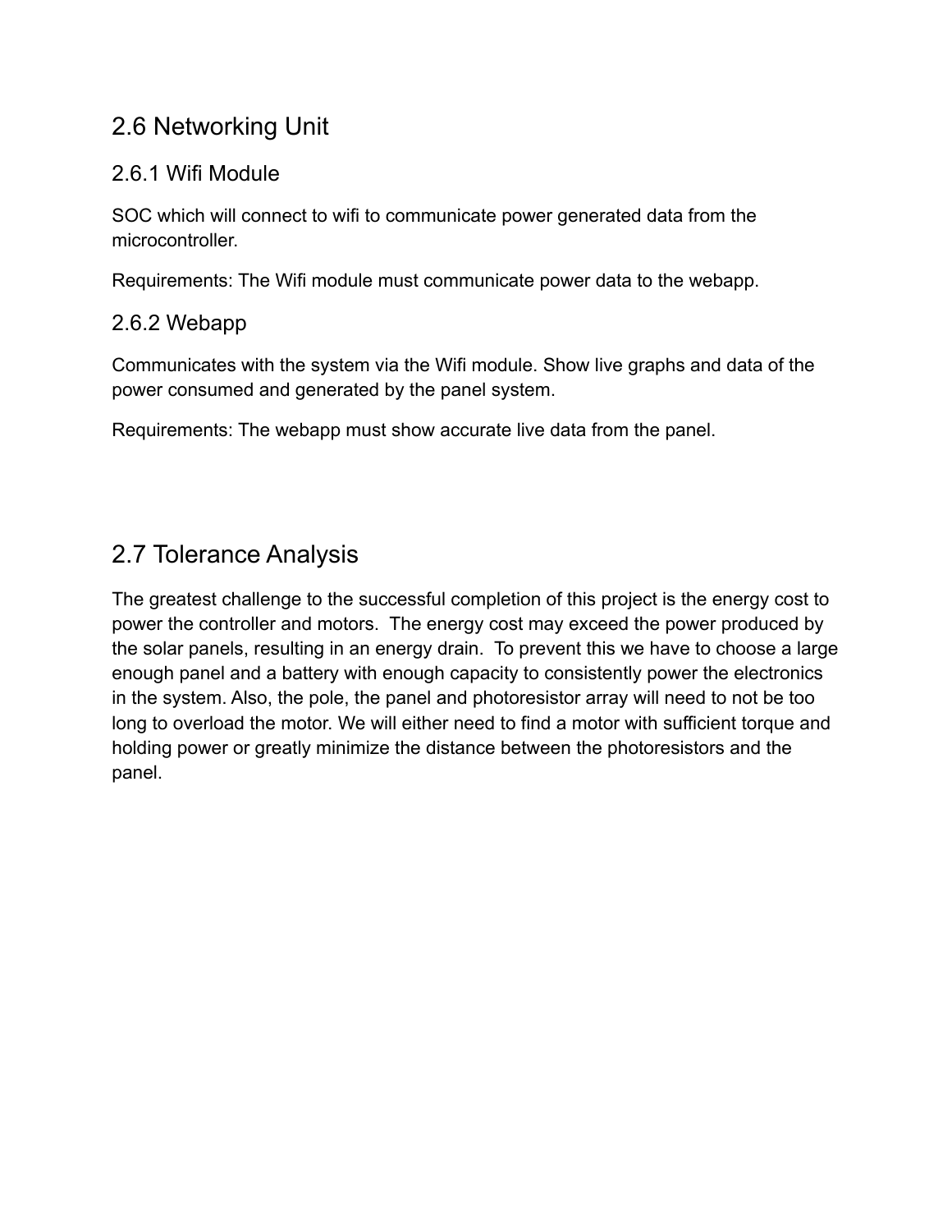## 2.6 Networking Unit

### 2.6.1 Wifi Module

SOC which will connect to wifi to communicate power generated data from the microcontroller.

Requirements: The Wifi module must communicate power data to the webapp.

### 2.6.2 Webapp

Communicates with the system via the Wifi module. Show live graphs and data of the power consumed and generated by the panel system.

Requirements: The webapp must show accurate live data from the panel.

## 2.7 Tolerance Analysis

The greatest challenge to the successful completion of this project is the energy cost to power the controller and motors.  The energy cost may exceed the power produced by the solar panels, resulting in an energy drain.  To prevent this we have to choose a large enough panel and a battery with enough capacity to consistently power the electronics in the system. Also, the pole, the panel and photoresistor array will need to not be too long to overload the motor. We will either need to find a motor with sufficient torque and holding power or greatly minimize the distance between the photoresistors and the panel.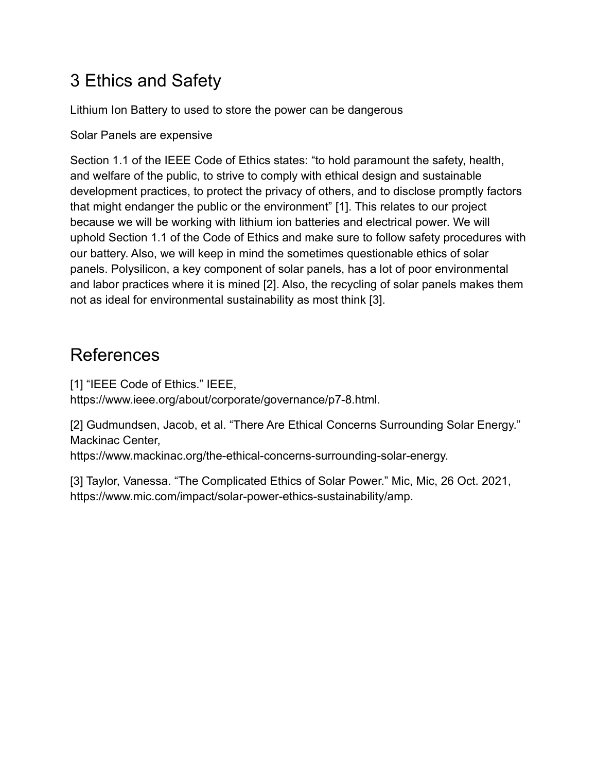## 3 Ethics and Safety

Lithium Ion Battery to used to store the power can be dangerous

Solar Panels are expensive

Section 1.1 of the IEEE Code of Ethics states: “to hold paramount the safety, health, and welfare of the public, to strive to comply with ethical design and sustainable development practices, to protect the privacy of others, and to disclose promptly factors that might endanger the public or the environment” [1]. This relates to our project because we will be working with lithium ion batteries and electrical power. We will uphold Section 1.1 of the Code of Ethics and make sure to follow safety procedures with our battery. Also, we will keep in mind the sometimes questionable ethics of solar panels. Polysilicon, a key component of solar panels, has a lot of poor environmental and labor practices where it is mined [2]. Also, the recycling of solar panels makes them not as ideal for environmental sustainability as most think [3].

## References

[1] “IEEE Code of Ethics.” IEEE, https://www.ieee.org/about/corporate/governance/p7-8.html.

[2] Gudmundsen, Jacob, et al. “There Are Ethical Concerns Surrounding Solar Energy.” Mackinac Center, https://www.mackinac.org/the-ethical-concerns-surrounding-solar-energy.

[3] Taylor, Vanessa. “The Complicated Ethics of Solar Power.” Mic, Mic, 26 Oct. 2021, https://www.mic.com/impact/solar-power-ethics-sustainability/amp.